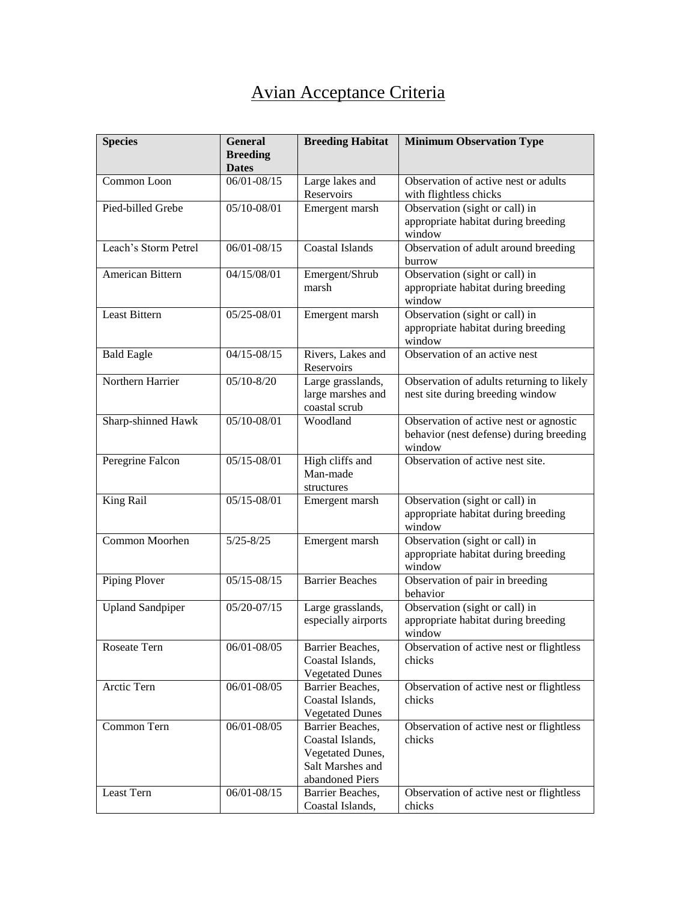# Avian Acceptance Criteria

| Species | General Breeding Dates | Breeding Habitat | Minimum Observation Type |
| --- | --- | --- | --- |
| Common Loon | 06/01-08/15 | Large lakes and Reservoirs | Observation of active nest or adults with flightless chicks |
| Pied-billed Grebe | 05/10-08/01 | Emergent marsh | Observation (sight or call) in appropriate habitat during breeding window |
| Leach's Storm Petrel | 06/01-08/15 | Coastal Islands | Observation of adult around breeding burrow |
| American Bittern | 04/15/08/01 | Emergent/Shrub marsh | Observation (sight or call) in appropriate habitat during breeding window |
| Least Bittern | 05/25-08/01 | Emergent marsh | Observation (sight or call) in appropriate habitat during breeding window |
| Bald Eagle | 04/15-08/15 | Rivers, Lakes and Reservoirs | Observation of an active nest |
| Northern Harrier | 05/10-8/20 | Large grasslands, large marshes and coastal scrub | Observation of adults returning to likely nest site during breeding window |
| Sharp-shinned Hawk | 05/10-08/01 | Woodland | Observation of active nest or agnostic behavior (nest defense) during breeding window |
| Peregrine Falcon | 05/15-08/01 | High cliffs and Man-made structures | Observation of active nest site. |
| King Rail | 05/15-08/01 | Emergent marsh | Observation (sight or call) in appropriate habitat during breeding window |
| Common Moorhen | 5/25-8/25 | Emergent marsh | Observation (sight or call) in appropriate habitat during breeding window |
| Piping Plover | 05/15-08/15 | Barrier Beaches | Observation of pair in breeding behavior |
| Upland Sandpiper | 05/20-07/15 | Large grasslands, especially airports | Observation (sight or call) in appropriate habitat during breeding window |
| Roseate Tern | 06/01-08/05 | Barrier Beaches, Coastal Islands, Vegetated Dunes | Observation of active nest or flightless chicks |
| Arctic Tern | 06/01-08/05 | Barrier Beaches, Coastal Islands, Vegetated Dunes | Observation of active nest or flightless chicks |
| Common Tern | 06/01-08/05 | Barrier Beaches, Coastal Islands, Vegetated Dunes, Salt Marshes and abandoned Piers | Observation of active nest or flightless chicks |
| Least Tern | 06/01-08/15 | Barrier Beaches, Coastal Islands, | Observation of active nest or flightless chicks |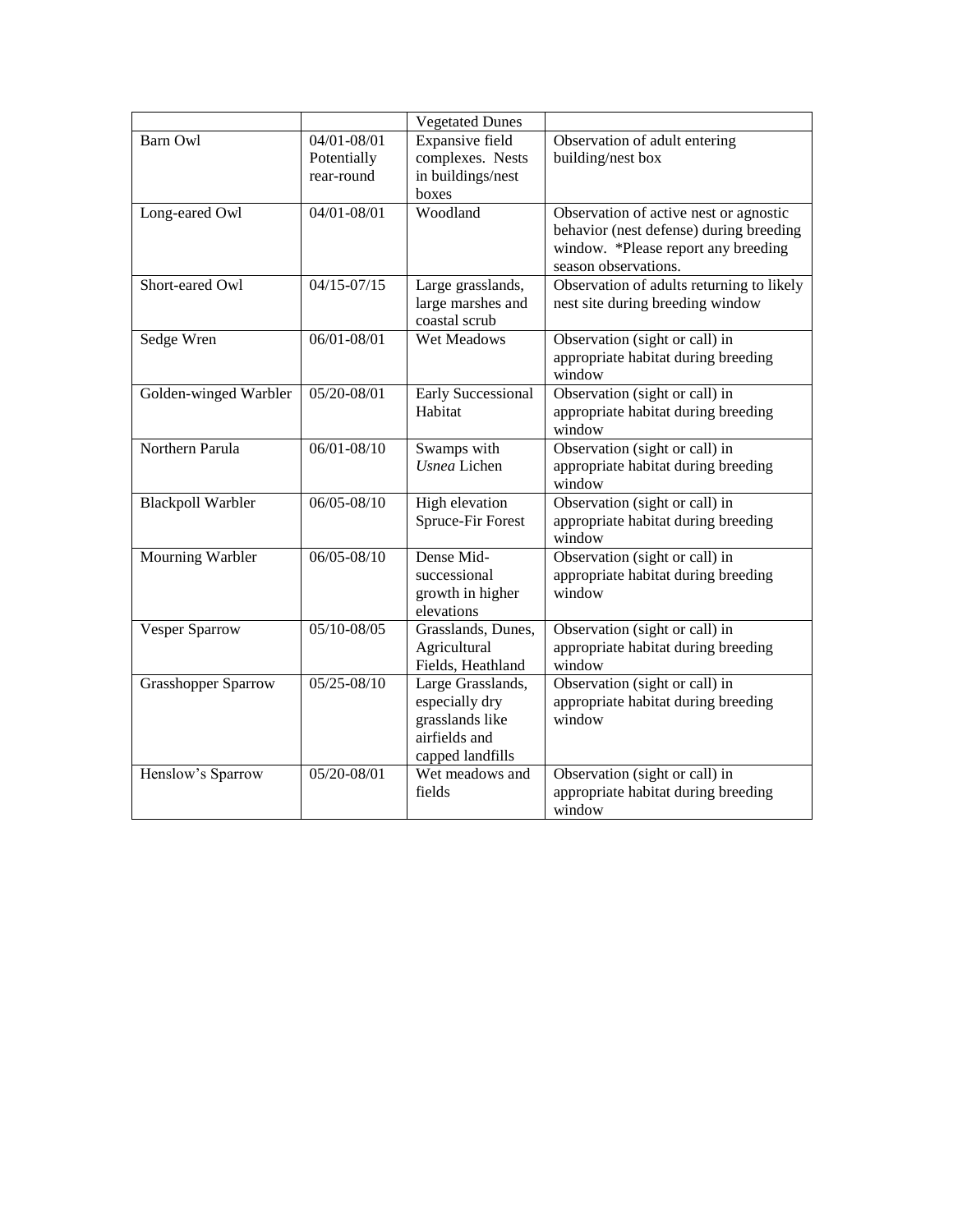| | | | |
|---|---|---|---|
| | | Vegetated Dunes | |
| Barn Owl | 04/01-08/01 Potentially rear-round | Expansive field complexes. Nests in buildings/nest boxes | Observation of adult entering building/nest box |
| Long-eared Owl | 04/01-08/01 | Woodland | Observation of active nest or agnostic behavior (nest defense) during breeding window. *Please report any breeding season observations. |
| Short-eared Owl | 04/15-07/15 | Large grasslands, large marshes and coastal scrub | Observation of adults returning to likely nest site during breeding window |
| Sedge Wren | 06/01-08/01 | Wet Meadows | Observation (sight or call) in appropriate habitat during breeding window |
| Golden-winged Warbler | 05/20-08/01 | Early Successional Habitat | Observation (sight or call) in appropriate habitat during breeding window |
| Northern Parula | 06/01-08/10 | Swamps with *Usnea* Lichen | Observation (sight or call) in appropriate habitat during breeding window |
| Blackpoll Warbler | 06/05-08/10 | High elevation Spruce-Fir Forest | Observation (sight or call) in appropriate habitat during breeding window |
| Mourning Warbler | 06/05-08/10 | Dense Mid-successional growth in higher elevations | Observation (sight or call) in appropriate habitat during breeding window |
| Vesper Sparrow | 05/10-08/05 | Grasslands, Dunes, Agricultural Fields, Heathland | Observation (sight or call) in appropriate habitat during breeding window |
| Grasshopper Sparrow | 05/25-08/10 | Large Grasslands, especially dry grasslands like airfields and capped landfills | Observation (sight or call) in appropriate habitat during breeding window |
| Henslow's Sparrow | 05/20-08/01 | Wet meadows and fields | Observation (sight or call) in appropriate habitat during breeding window |